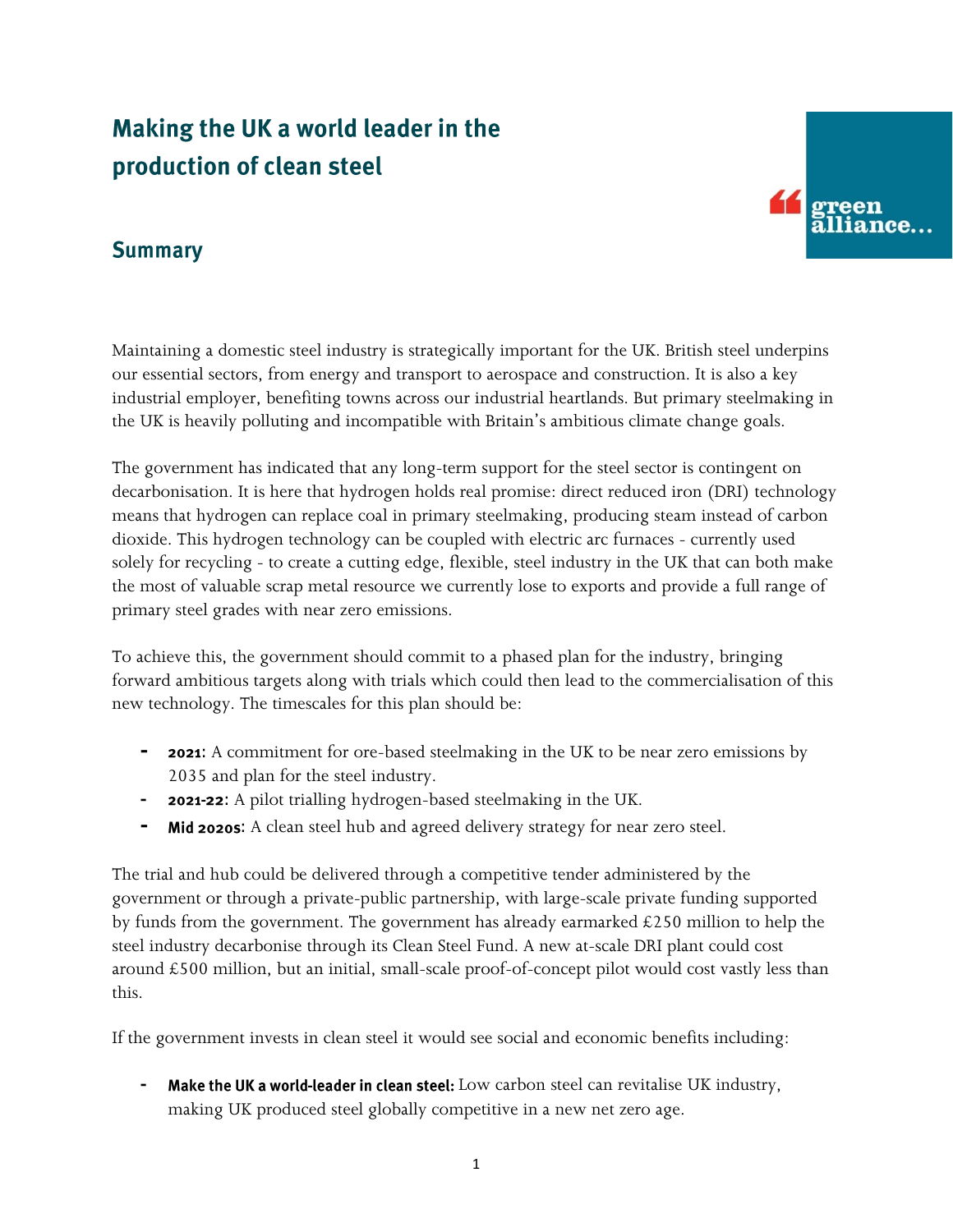# Making the UK a world leader in the production of clean steel

## Summary

Maintaining a domestic steel industry is strategically important for the UK. British steel underpins our essential sectors, from energy and transport to aerospace and construction. It is also a key industrial employer, benefiting towns across our industrial heartlands. But primary steelmaking in the UK is heavily polluting and incompatible with Britain's ambitious climate change goals.

The government has indicated that any long-term support for the steel sector is contingent on decarbonisation. It is here that hydrogen holds real promise: direct reduced iron (DRI) technology means that hydrogen can replace coal in primary steelmaking, producing steam instead of carbon dioxide. This hydrogen technology can be coupled with electric arc furnaces - currently used solely for recycling - to create a cutting edge, flexible, steel industry in the UK that can both make the most of valuable scrap metal resource we currently lose to exports and provide a full range of primary steel grades with near zero emissions.

To achieve this, the government should commit to a phased plan for the industry, bringing forward ambitious targets along with trials which could then lead to the commercialisation of this new technology. The timescales for this plan should be:

- **2021:** A commitment for ore-based steelmaking in the UK to be near zero emissions by 2035 and plan for the steel industry.
- **2021-22:** A pilot trialling hydrogen-based steelmaking in the UK.
- **Mid 2020s:** A clean steel hub and agreed delivery strategy for near zero steel.

The trial and hub could be delivered through a competitive tender administered by the government or through a private-public partnership, with large-scale private funding supported by funds from the government. The government has already earmarked £250 million to help the steel industry decarbonise through its Clean Steel Fund. A new at-scale DRI plant could cost around £500 million, but an initial, small-scale proof-of-concept pilot would cost vastly less than this.

If the government invests in clean steel it would see social and economic benefits including:

- **Make the UK a world-leader in clean steel:** Low carbon steel can revitalise UK industry, making UK produced steel globally competitive in a new net zero age.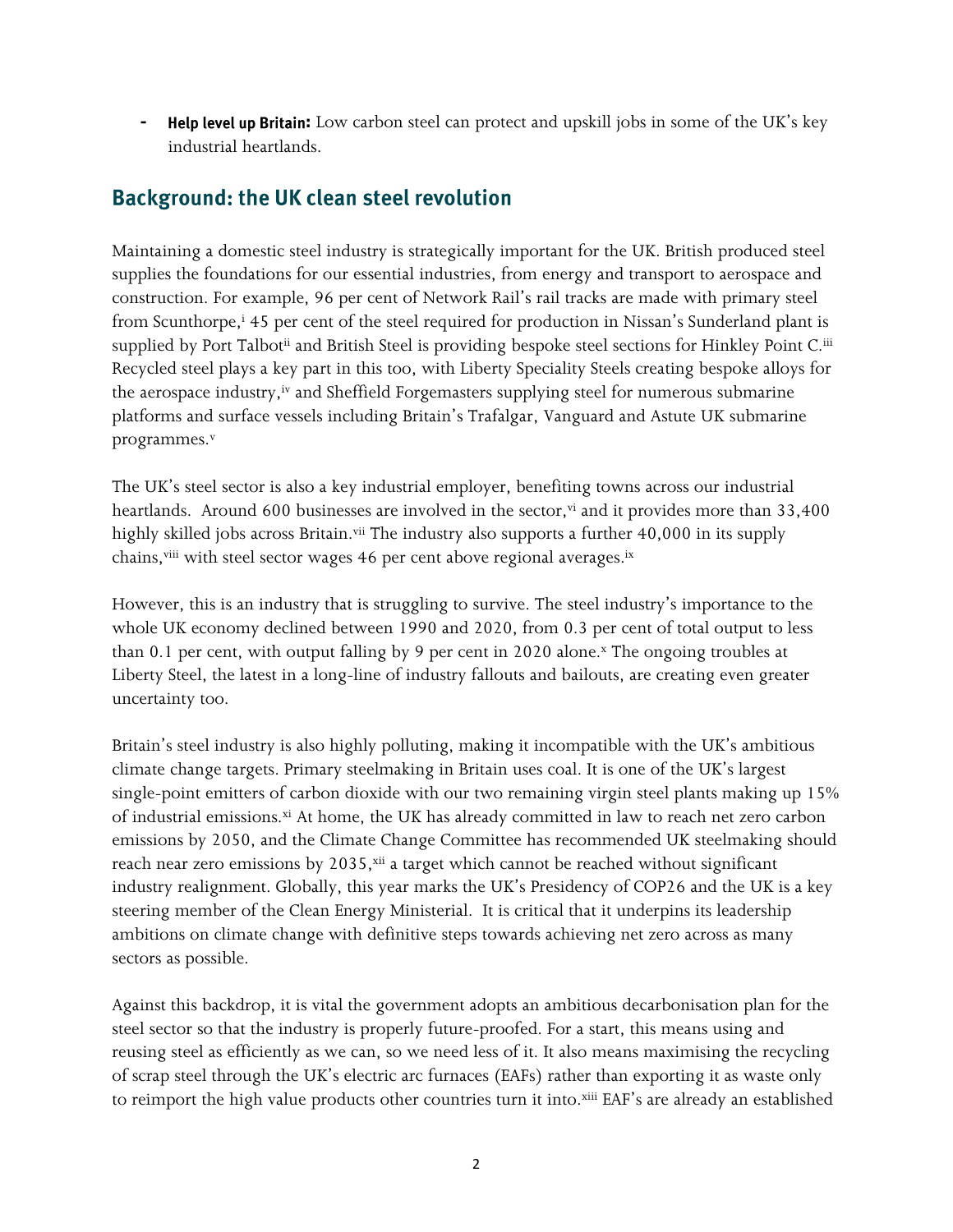- **Help level up Britain:** Low carbon steel can protect and upskill jobs in some of the UK's key industrial heartlands.

## Background: the UK clean steel revolution

Maintaining a domestic steel industry is strategically important for the UK. British produced steel supplies the foundations for our essential industries, from energy and transport to aerospace and construction. For example, 96 per cent of Network Rail's rail tracks are made with primary steel from Scunthorpe,[i] 45 per cent of the steel required for production in Nissan's Sunderland plant is supplied by Port Talbot[ii] and British Steel is providing bespoke steel sections for Hinkley Point C.[iii] Recycled steel plays a key part in this too, with Liberty Speciality Steels creating bespoke alloys for the aerospace industry,[iv] and Sheffield Forgemasters supplying steel for numerous submarine platforms and surface vessels including Britain's Trafalgar, Vanguard and Astute UK submarine programmes.[v]

The UK's steel sector is also a key industrial employer, benefiting towns across our industrial heartlands. Around 600 businesses are involved in the sector,[vi] and it provides more than 33,400 highly skilled jobs across Britain.[vii] The industry also supports a further 40,000 in its supply chains,[viii] with steel sector wages 46 per cent above regional averages.[ix]

However, this is an industry that is struggling to survive. The steel industry's importance to the whole UK economy declined between 1990 and 2020, from 0.3 per cent of total output to less than 0.1 per cent, with output falling by 9 per cent in 2020 alone.[x] The ongoing troubles at Liberty Steel, the latest in a long-line of industry fallouts and bailouts, are creating even greater uncertainty too.

Britain's steel industry is also highly polluting, making it incompatible with the UK's ambitious climate change targets. Primary steelmaking in Britain uses coal. It is one of the UK's largest single-point emitters of carbon dioxide with our two remaining virgin steel plants making up 15% of industrial emissions.[xi] At home, the UK has already committed in law to reach net zero carbon emissions by 2050, and the Climate Change Committee has recommended UK steelmaking should reach near zero emissions by 2035,[xii] a target which cannot be reached without significant industry realignment. Globally, this year marks the UK's Presidency of COP26 and the UK is a key steering member of the Clean Energy Ministerial. It is critical that it underpins its leadership ambitions on climate change with definitive steps towards achieving net zero across as many sectors as possible.

Against this backdrop, it is vital the government adopts an ambitious decarbonisation plan for the steel sector so that the industry is properly future-proofed. For a start, this means using and reusing steel as efficiently as we can, so we need less of it. It also means maximising the recycling of scrap steel through the UK's electric arc furnaces (EAFs) rather than exporting it as waste only to reimport the high value products other countries turn it into.[xiii] EAF's are already an established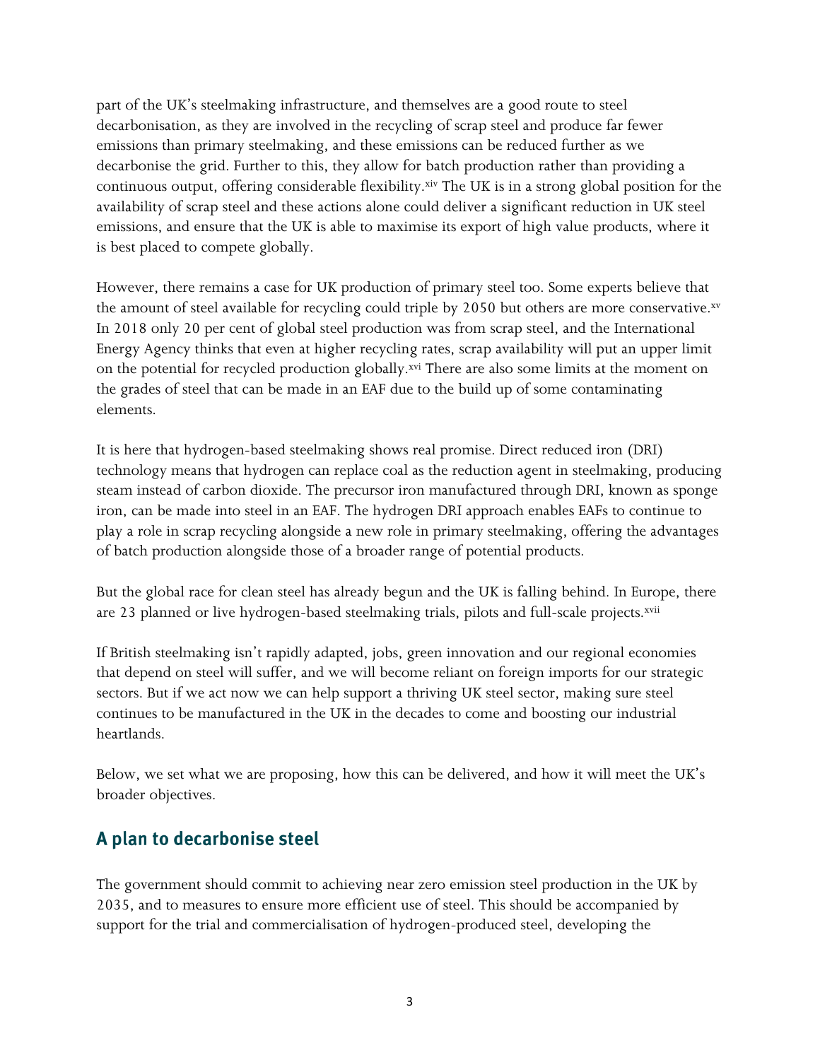part of the UK's steelmaking infrastructure, and themselves are a good route to steel decarbonisation, as they are involved in the recycling of scrap steel and produce far fewer emissions than primary steelmaking, and these emissions can be reduced further as we decarbonise the grid. Further to this, they allow for batch production rather than providing a continuous output, offering considerable flexibility.[xiv] The UK is in a strong global position for the availability of scrap steel and these actions alone could deliver a significant reduction in UK steel emissions, and ensure that the UK is able to maximise its export of high value products, where it is best placed to compete globally.

However, there remains a case for UK production of primary steel too. Some experts believe that the amount of steel available for recycling could triple by 2050 but others are more conservative.[xv] In 2018 only 20 per cent of global steel production was from scrap steel, and the International Energy Agency thinks that even at higher recycling rates, scrap availability will put an upper limit on the potential for recycled production globally.[xvi] There are also some limits at the moment on the grades of steel that can be made in an EAF due to the build up of some contaminating elements.

It is here that hydrogen-based steelmaking shows real promise. Direct reduced iron (DRI) technology means that hydrogen can replace coal as the reduction agent in steelmaking, producing steam instead of carbon dioxide. The precursor iron manufactured through DRI, known as sponge iron, can be made into steel in an EAF. The hydrogen DRI approach enables EAFs to continue to play a role in scrap recycling alongside a new role in primary steelmaking, offering the advantages of batch production alongside those of a broader range of potential products.

But the global race for clean steel has already begun and the UK is falling behind. In Europe, there are 23 planned or live hydrogen-based steelmaking trials, pilots and full-scale projects.[xvii]

If British steelmaking isn't rapidly adapted, jobs, green innovation and our regional economies that depend on steel will suffer, and we will become reliant on foreign imports for our strategic sectors. But if we act now we can help support a thriving UK steel sector, making sure steel continues to be manufactured in the UK in the decades to come and boosting our industrial heartlands.

Below, we set what we are proposing, how this can be delivered, and how it will meet the UK's broader objectives.

## A plan to decarbonise steel

The government should commit to achieving near zero emission steel production in the UK by 2035, and to measures to ensure more efficient use of steel. This should be accompanied by support for the trial and commercialisation of hydrogen-produced steel, developing the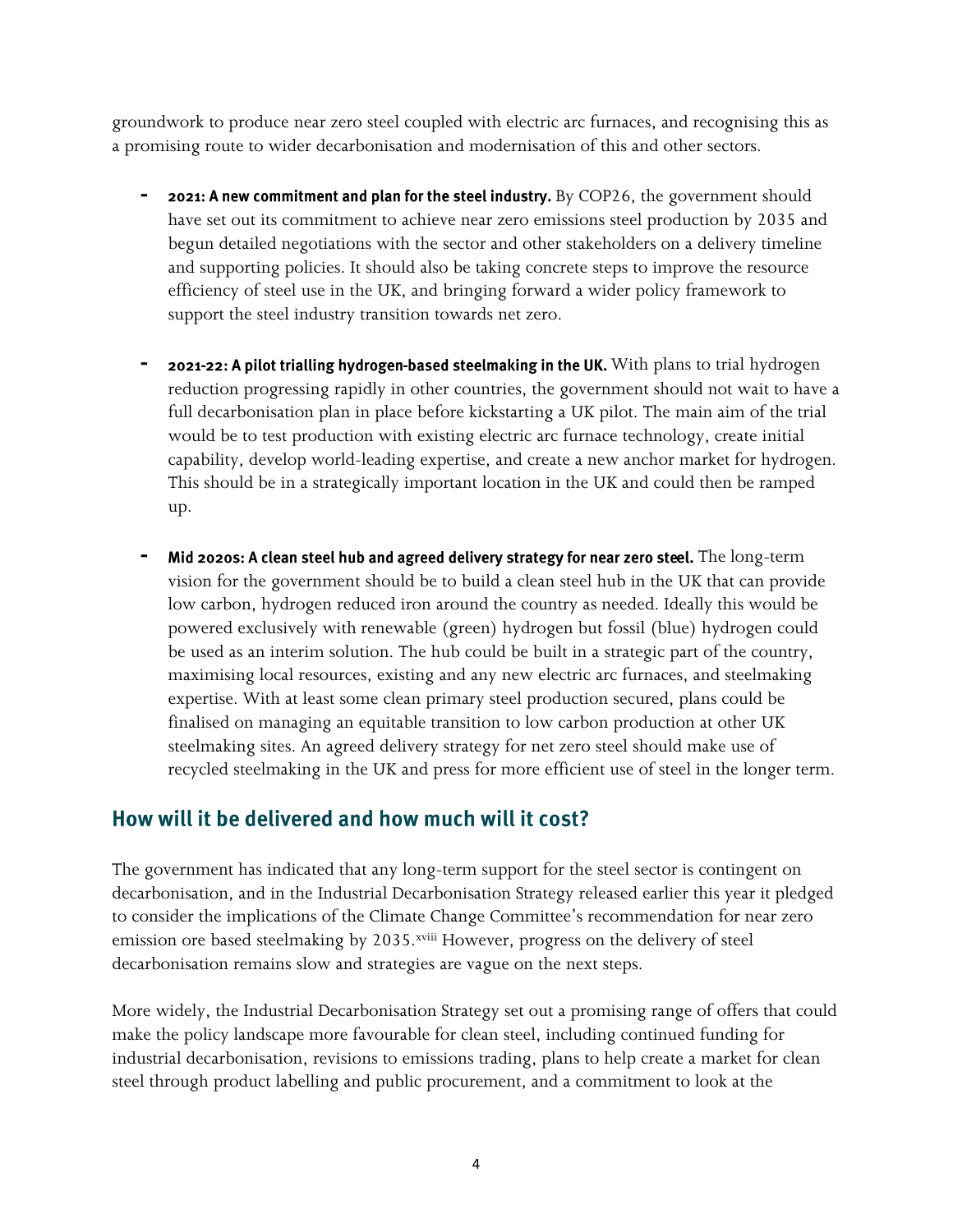groundwork to produce near zero steel coupled with electric arc furnaces, and recognising this as a promising route to wider decarbonisation and modernisation of this and other sectors.

- **2021: A new commitment and plan for the steel industry.** By COP26, the government should have set out its commitment to achieve near zero emissions steel production by 2035 and begun detailed negotiations with the sector and other stakeholders on a delivery timeline and supporting policies. It should also be taking concrete steps to improve the resource efficiency of steel use in the UK, and bringing forward a wider policy framework to support the steel industry transition towards net zero.

- **2021-22: A pilot trialling hydrogen-based steelmaking in the UK.** With plans to trial hydrogen reduction progressing rapidly in other countries, the government should not wait to have a full decarbonisation plan in place before kickstarting a UK pilot. The main aim of the trial would be to test production with existing electric arc furnace technology, create initial capability, develop world-leading expertise, and create a new anchor market for hydrogen. This should be in a strategically important location in the UK and could then be ramped up.

- **Mid 2020s: A clean steel hub and agreed delivery strategy for near zero steel.** The long-term vision for the government should be to build a clean steel hub in the UK that can provide low carbon, hydrogen reduced iron around the country as needed. Ideally this would be powered exclusively with renewable (green) hydrogen but fossil (blue) hydrogen could be used as an interim solution. The hub could be built in a strategic part of the country, maximising local resources, existing and any new electric arc furnaces, and steelmaking expertise. With at least some clean primary steel production secured, plans could be finalised on managing an equitable transition to low carbon production at other UK steelmaking sites. An agreed delivery strategy for net zero steel should make use of recycled steelmaking in the UK and press for more efficient use of steel in the longer term.

## How will it be delivered and how much will it cost?

The government has indicated that any long-term support for the steel sector is contingent on decarbonisation, and in the Industrial Decarbonisation Strategy released earlier this year it pledged to consider the implications of the Climate Change Committee's recommendation for near zero emission ore based steelmaking by 2035.[xviii] However, progress on the delivery of steel decarbonisation remains slow and strategies are vague on the next steps.

More widely, the Industrial Decarbonisation Strategy set out a promising range of offers that could make the policy landscape more favourable for clean steel, including continued funding for industrial decarbonisation, revisions to emissions trading, plans to help create a market for clean steel through product labelling and public procurement, and a commitment to look at the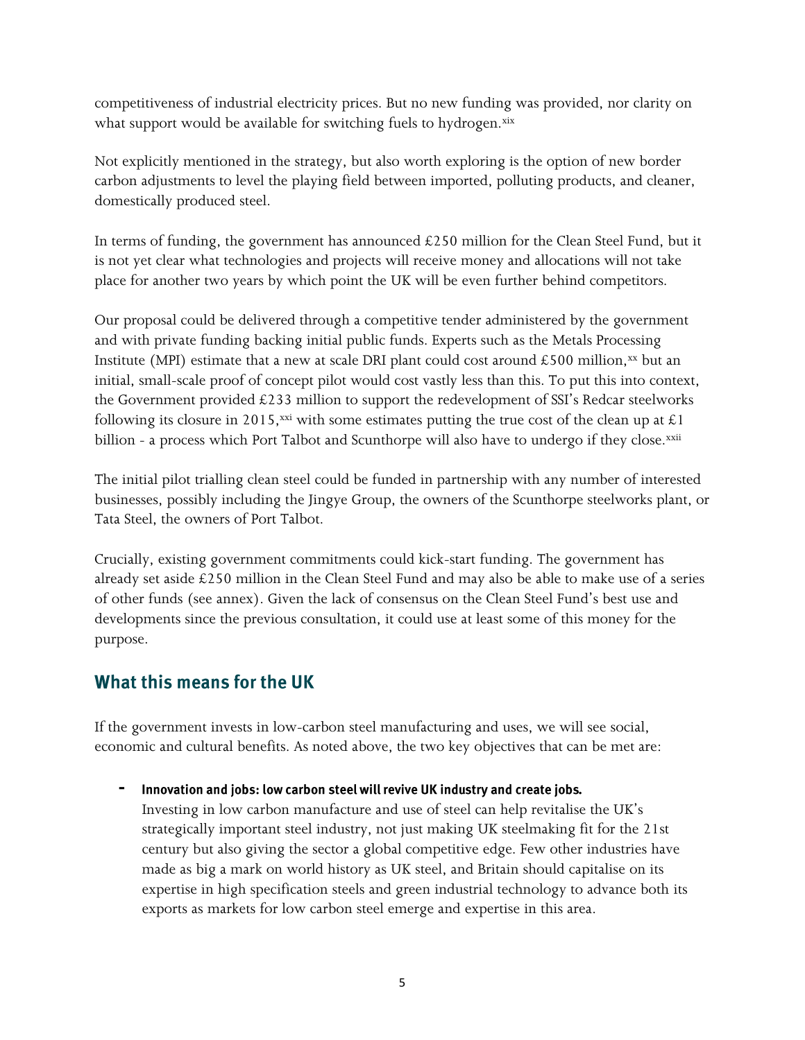competitiveness of industrial electricity prices. But no new funding was provided, nor clarity on what support would be available for switching fuels to hydrogen.[xix]

Not explicitly mentioned in the strategy, but also worth exploring is the option of new border carbon adjustments to level the playing field between imported, polluting products, and cleaner, domestically produced steel.

In terms of funding, the government has announced £250 million for the Clean Steel Fund, but it is not yet clear what technologies and projects will receive money and allocations will not take place for another two years by which point the UK will be even further behind competitors.

Our proposal could be delivered through a competitive tender administered by the government and with private funding backing initial public funds. Experts such as the Metals Processing Institute (MPI) estimate that a new at scale DRI plant could cost around £500 million,[xx] but an initial, small-scale proof of concept pilot would cost vastly less than this. To put this into context, the Government provided £233 million to support the redevelopment of SSI's Redcar steelworks following its closure in 2015,[xxi] with some estimates putting the true cost of the clean up at £1 billion - a process which Port Talbot and Scunthorpe will also have to undergo if they close.[xxii]

The initial pilot trialling clean steel could be funded in partnership with any number of interested businesses, possibly including the Jingye Group, the owners of the Scunthorpe steelworks plant, or Tata Steel, the owners of Port Talbot.

Crucially, existing government commitments could kick-start funding. The government has already set aside £250 million in the Clean Steel Fund and may also be able to make use of a series of other funds (see annex). Given the lack of consensus on the Clean Steel Fund's best use and developments since the previous consultation, it could use at least some of this money for the purpose.

## What this means for the UK

If the government invests in low-carbon steel manufacturing and uses, we will see social, economic and cultural benefits. As noted above, the two key objectives that can be met are:

- **Innovation and jobs: low carbon steel will revive UK industry and create jobs.** Investing in low carbon manufacture and use of steel can help revitalise the UK's strategically important steel industry, not just making UK steelmaking fit for the 21st century but also giving the sector a global competitive edge. Few other industries have made as big a mark on world history as UK steel, and Britain should capitalise on its expertise in high specification steels and green industrial technology to advance both its exports as markets for low carbon steel emerge and expertise in this area.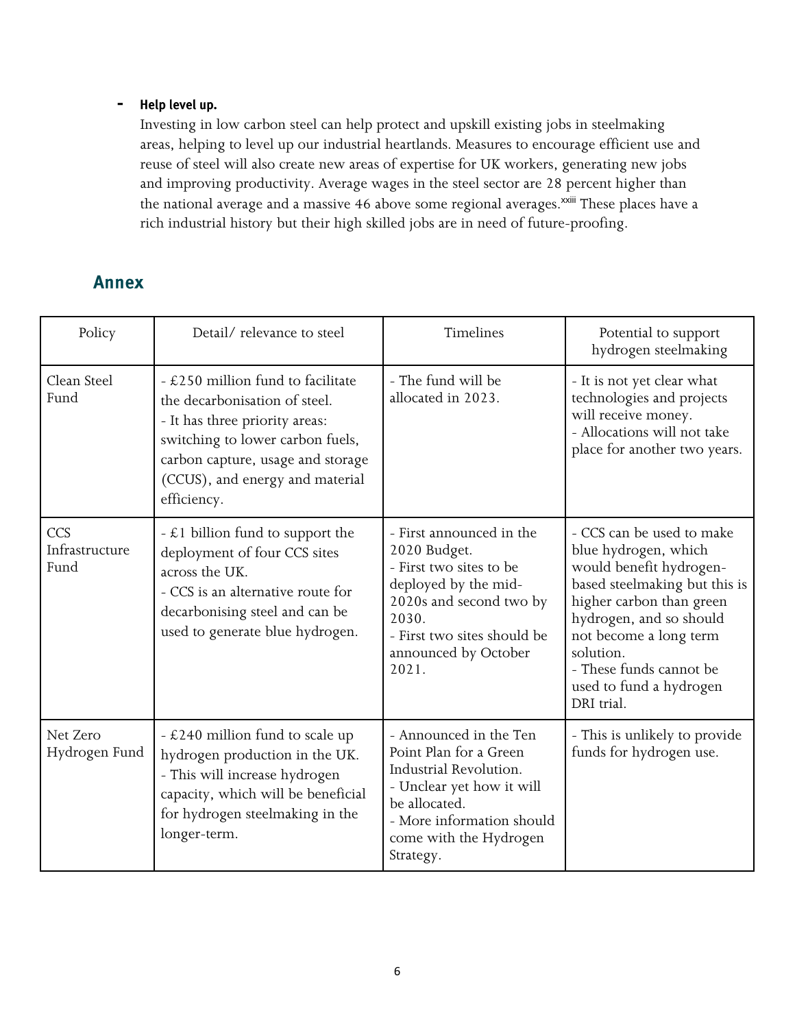- **Help level up.**
  Investing in low carbon steel can help protect and upskill existing jobs in steelmaking areas, helping to level up our industrial heartlands. Measures to encourage efficient use and reuse of steel will also create new areas of expertise for UK workers, generating new jobs and improving productivity. Average wages in the steel sector are 28 percent higher than the national average and a massive 46 above some regional averages.[xxiii] These places have a rich industrial history but their high skilled jobs are in need of future-proofing.

## Annex

| Policy | Detail/ relevance to steel | Timelines | Potential to support hydrogen steelmaking |
|---|---|---|---|
| Clean Steel Fund | - £250 million fund to facilitate the decarbonisation of steel.<br>- It has three priority areas: switching to lower carbon fuels, carbon capture, usage and storage (CCUS), and energy and material efficiency. | - The fund will be allocated in 2023. | - It is not yet clear what technologies and projects will receive money.<br>- Allocations will not take place for another two years. |
| CCS Infrastructure Fund | - £1 billion fund to support the deployment of four CCS sites across the UK.<br>- CCS is an alternative route for decarbonising steel and can be used to generate blue hydrogen. | - First announced in the 2020 Budget.<br>- First two sites to be deployed by the mid-2020s and second two by 2030.<br>- First two sites should be announced by October 2021. | - CCS can be used to make blue hydrogen, which would benefit hydrogen-based steelmaking but this is higher carbon than green hydrogen, and so should not become a long term solution.<br>- These funds cannot be used to fund a hydrogen DRI trial. |
| Net Zero Hydrogen Fund | - £240 million fund to scale up hydrogen production in the UK.<br>- This will increase hydrogen capacity, which will be beneficial for hydrogen steelmaking in the longer-term. | - Announced in the Ten Point Plan for a Green Industrial Revolution.<br>- Unclear yet how it will be allocated.<br>- More information should come with the Hydrogen Strategy. | - This is unlikely to provide funds for hydrogen use. |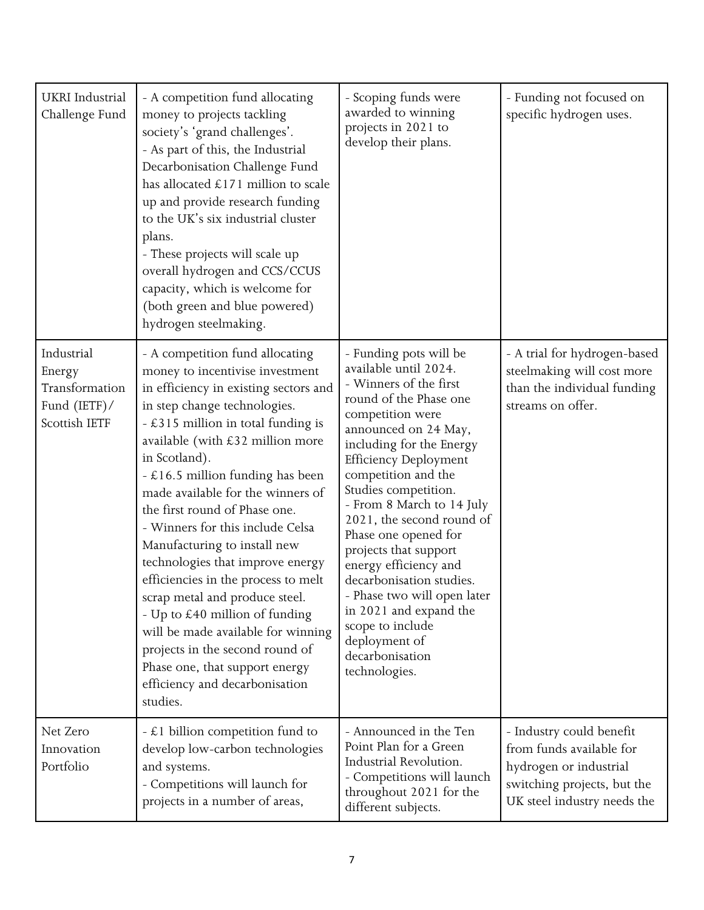| | | | |
|---|---|---|---|
| UKRI Industrial Challenge Fund | - A competition fund allocating money to projects tackling society's 'grand challenges'.<br>- As part of this, the Industrial Decarbonisation Challenge Fund has allocated £171 million to scale up and provide research funding to the UK's six industrial cluster plans.<br>- These projects will scale up overall hydrogen and CCS/CCUS capacity, which is welcome for (both green and blue powered) hydrogen steelmaking. | - Scoping funds were awarded to winning projects in 2021 to develop their plans. | - Funding not focused on specific hydrogen uses. |
| Industrial Energy Transformation Fund (IETF)/ Scottish IETF | - A competition fund allocating money to incentivise investment in efficiency in existing sectors and in step change technologies.<br>- £315 million in total funding is available (with £32 million more in Scotland).<br>- £16.5 million funding has been made available for the winners of the first round of Phase one.<br>- Winners for this include Celsa Manufacturing to install new technologies that improve energy efficiencies in the process to melt scrap metal and produce steel.<br>- Up to £40 million of funding will be made available for winning projects in the second round of Phase one, that support energy efficiency and decarbonisation studies. | - Funding pots will be available until 2024.<br>- Winners of the first round of the Phase one competition were announced on 24 May, including for the Energy Efficiency Deployment competition and the Studies competition.<br>- From 8 March to 14 July 2021, the second round of Phase one opened for projects that support energy efficiency and decarbonisation studies.<br>- Phase two will open later in 2021 and expand the scope to include deployment of decarbonisation technologies. | - A trial for hydrogen-based steelmaking will cost more than the individual funding streams on offer. |
| Net Zero Innovation Portfolio | - £1 billion competition fund to develop low-carbon technologies and systems.<br>- Competitions will launch for projects in a number of areas, | - Announced in the Ten Point Plan for a Green Industrial Revolution.<br>- Competitions will launch throughout 2021 for the different subjects. | - Industry could benefit from funds available for hydrogen or industrial switching projects, but the UK steel industry needs the |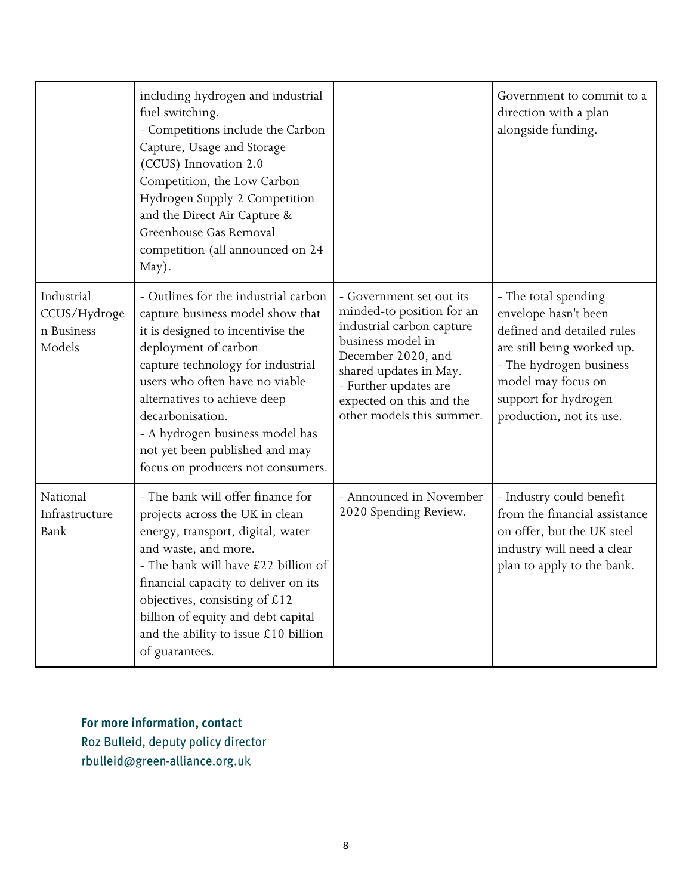| | | | |
|---|---|---|---|
| | including hydrogen and industrial fuel switching.<br>- Competitions include the Carbon Capture, Usage and Storage (CCUS) Innovation 2.0 Competition, the Low Carbon Hydrogen Supply 2 Competition and the Direct Air Capture & Greenhouse Gas Removal competition (all announced on 24 May). | | Government to commit to a direction with a plan alongside funding. |
| Industrial CCUS/Hydrogen Business Models | - Outlines for the industrial carbon capture business model show that it is designed to incentivise the deployment of carbon capture technology for industrial users who often have no viable alternatives to achieve deep decarbonisation.<br>- A hydrogen business model has not yet been published and may focus on producers not consumers. | - Government set out its minded-to position for an industrial carbon capture business model in December 2020, and shared updates in May.<br>- Further updates are expected on this and the other models this summer. | - The total spending envelope hasn't been defined and detailed rules are still being worked up.<br>- The hydrogen business model may focus on support for hydrogen production, not its use. |
| National Infrastructure Bank | - The bank will offer finance for projects across the UK in clean energy, transport, digital, water and waste, and more.<br>- The bank will have £22 billion of financial capacity to deliver on its objectives, consisting of £12 billion of equity and debt capital and the ability to issue £10 billion of guarantees. | - Announced in November 2020 Spending Review. | - Industry could benefit from the financial assistance on offer, but the UK steel industry will need a clear plan to apply to the bank. |

**For more information, contact**
Roz Bulleid, deputy policy director
rbulleid@green-alliance.org.uk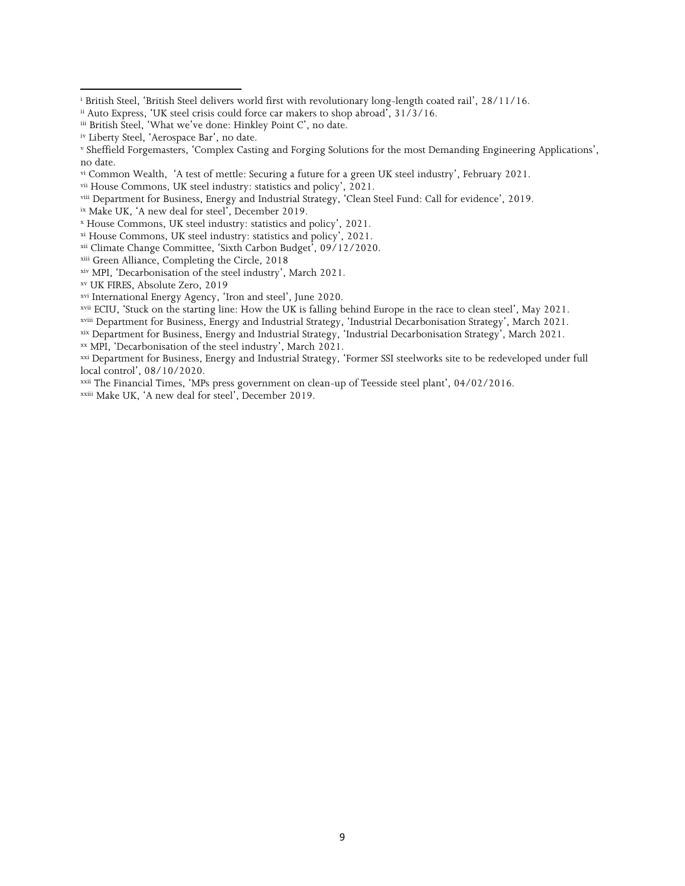[i] British Steel, 'British Steel delivers world first with revolutionary long-length coated rail', 28/11/16.

[ii] Auto Express, 'UK steel crisis could force car makers to shop abroad', 31/3/16.

[iii] British Steel, 'What we've done: Hinkley Point C', no date.

[iv] Liberty Steel, 'Aerospace Bar', no date.

[v] Sheffield Forgemasters, 'Complex Casting and Forging Solutions for the most Demanding Engineering Applications', no date.

[vi] Common Wealth, 'A test of mettle: Securing a future for a green UK steel industry', February 2021.

[vii] House Commons, UK steel industry: statistics and policy', 2021.

[viii] Department for Business, Energy and Industrial Strategy, 'Clean Steel Fund: Call for evidence', 2019.

[ix] Make UK, 'A new deal for steel', December 2019.

[x] House Commons, UK steel industry: statistics and policy', 2021.

[xi] House Commons, UK steel industry: statistics and policy', 2021.

[xii] Climate Change Committee, 'Sixth Carbon Budget', 09/12/2020.

[xiii] Green Alliance, Completing the Circle, 2018

[xiv] MPI, 'Decarbonisation of the steel industry', March 2021.

[xv] UK FIRES, Absolute Zero, 2019

[xvi] International Energy Agency, 'Iron and steel', June 2020.

[xvii] ECIU, 'Stuck on the starting line: How the UK is falling behind Europe in the race to clean steel', May 2021.

[xviii] Department for Business, Energy and Industrial Strategy, 'Industrial Decarbonisation Strategy', March 2021.

[xix] Department for Business, Energy and Industrial Strategy, 'Industrial Decarbonisation Strategy', March 2021.

[xx] MPI, 'Decarbonisation of the steel industry', March 2021.

[xxi] Department for Business, Energy and Industrial Strategy, 'Former SSI steelworks site to be redeveloped under full local control', 08/10/2020.

[xxii] The Financial Times, 'MPs press government on clean-up of Teesside steel plant', 04/02/2016.

[xxiii] Make UK, 'A new deal for steel', December 2019.